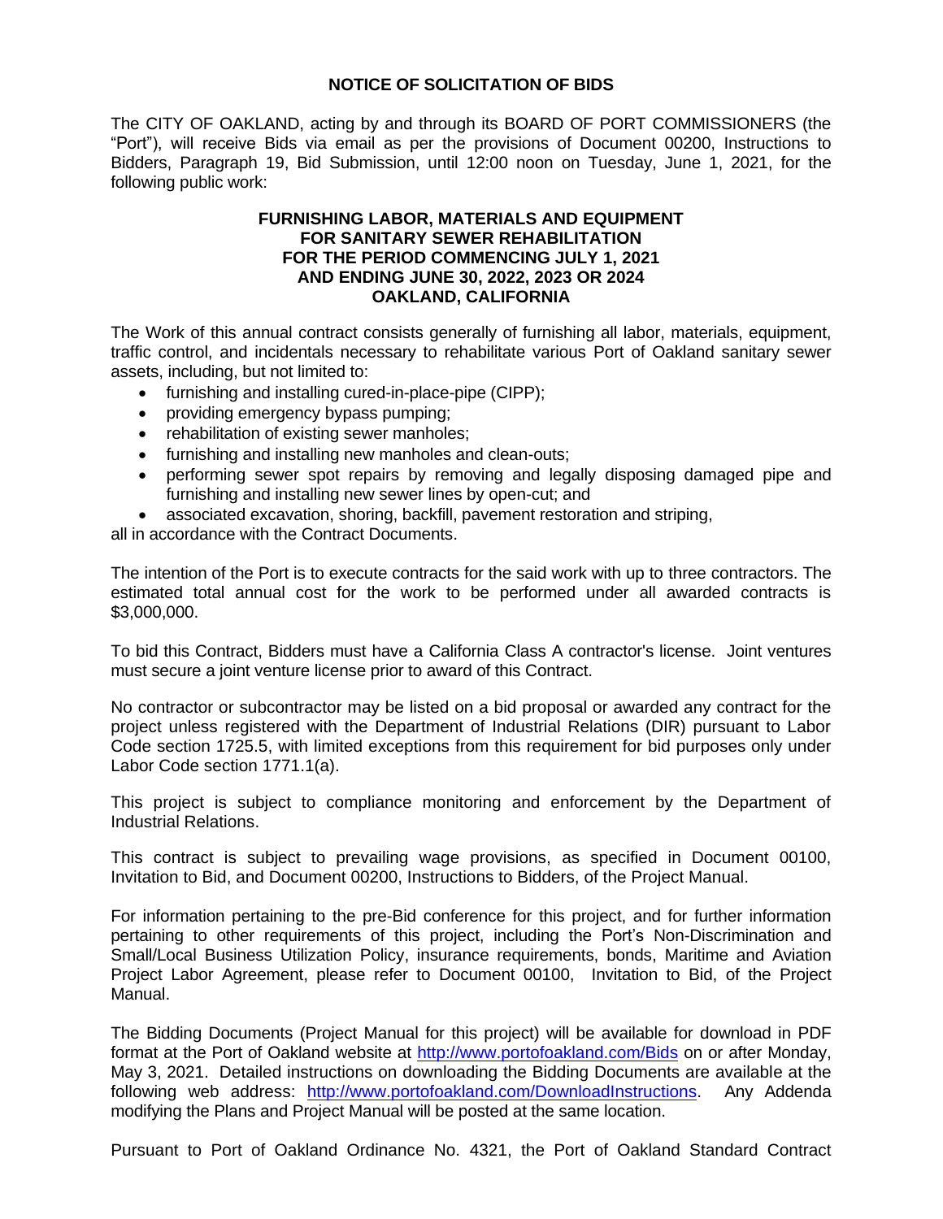# NOTICE OF SOLICITATION OF BIDS

The CITY OF OAKLAND, acting by and through its BOARD OF PORT COMMISSIONERS (the "Port"), will receive Bids via email as per the provisions of Document 00200, Instructions to Bidders, Paragraph 19, Bid Submission, until 12:00 noon on Tuesday, June 1, 2021, for the following public work:

**FURNISHING LABOR, MATERIALS AND EQUIPMENT FOR SANITARY SEWER REHABILITATION FOR THE PERIOD COMMENCING JULY 1, 2021 AND ENDING JUNE 30, 2022, 2023 OR 2024 OAKLAND, CALIFORNIA**

The Work of this annual contract consists generally of furnishing all labor, materials, equipment, traffic control, and incidentals necessary to rehabilitate various Port of Oakland sanitary sewer assets, including, but not limited to:

- furnishing and installing cured-in-place-pipe (CIPP);
- providing emergency bypass pumping;
- rehabilitation of existing sewer manholes;
- furnishing and installing new manholes and clean-outs;
- performing sewer spot repairs by removing and legally disposing damaged pipe and furnishing and installing new sewer lines by open-cut; and
- associated excavation, shoring, backfill, pavement restoration and striping,

all in accordance with the Contract Documents.

The intention of the Port is to execute contracts for the said work with up to three contractors. The estimated total annual cost for the work to be performed under all awarded contracts is $3,000,000.

To bid this Contract, Bidders must have a California Class A contractor's license. Joint ventures must secure a joint venture license prior to award of this Contract.

No contractor or subcontractor may be listed on a bid proposal or awarded any contract for the project unless registered with the Department of Industrial Relations (DIR) pursuant to Labor Code section 1725.5, with limited exceptions from this requirement for bid purposes only under Labor Code section 1771.1(a).

This project is subject to compliance monitoring and enforcement by the Department of Industrial Relations.

This contract is subject to prevailing wage provisions, as specified in Document 00100, Invitation to Bid, and Document 00200, Instructions to Bidders, of the Project Manual.

For information pertaining to the pre-Bid conference for this project, and for further information pertaining to other requirements of this project, including the Port's Non-Discrimination and Small/Local Business Utilization Policy, insurance requirements, bonds, Maritime and Aviation Project Labor Agreement, please refer to Document 00100, Invitation to Bid, of the Project Manual.

The Bidding Documents (Project Manual for this project) will be available for download in PDF format at the Port of Oakland website at [http://www.portofoakland.com/Bids](http://www.portofoakland.com/Bids) on or after Monday, May 3, 2021. Detailed instructions on downloading the Bidding Documents are available at the following web address: [http://www.portofoakland.com/DownloadInstructions](http://www.portofoakland.com/DownloadInstructions). Any Addenda modifying the Plans and Project Manual will be posted at the same location.

Pursuant to Port of Oakland Ordinance No. 4321, the Port of Oakland Standard Contract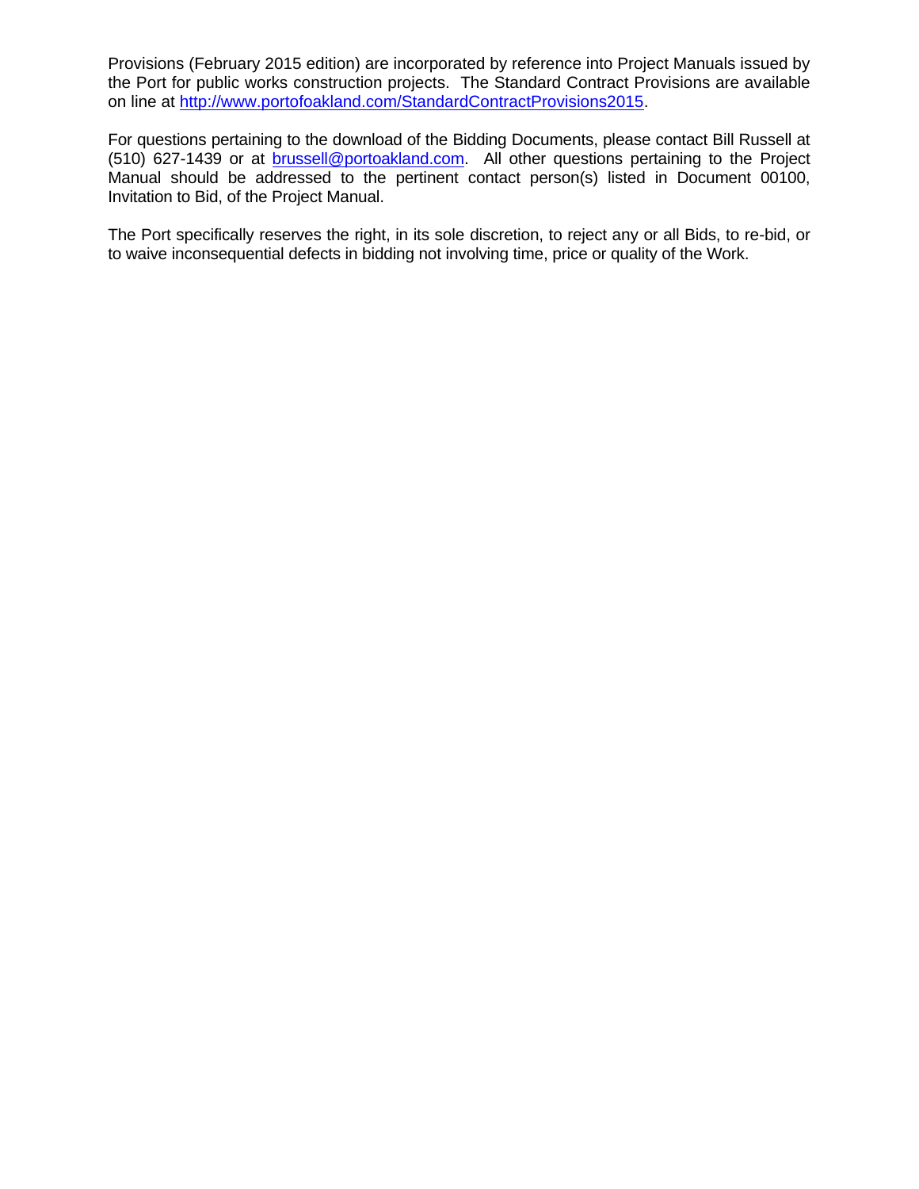Provisions (February 2015 edition) are incorporated by reference into Project Manuals issued by the Port for public works construction projects. The Standard Contract Provisions are available on line at http://www.portofoakland.com/StandardContractProvisions2015.

For questions pertaining to the download of the Bidding Documents, please contact Bill Russell at (510) 627-1439 or at brussell@portoakland.com. All other questions pertaining to the Project Manual should be addressed to the pertinent contact person(s) listed in Document 00100, Invitation to Bid, of the Project Manual.

The Port specifically reserves the right, in its sole discretion, to reject any or all Bids, to re-bid, or to waive inconsequential defects in bidding not involving time, price or quality of the Work.